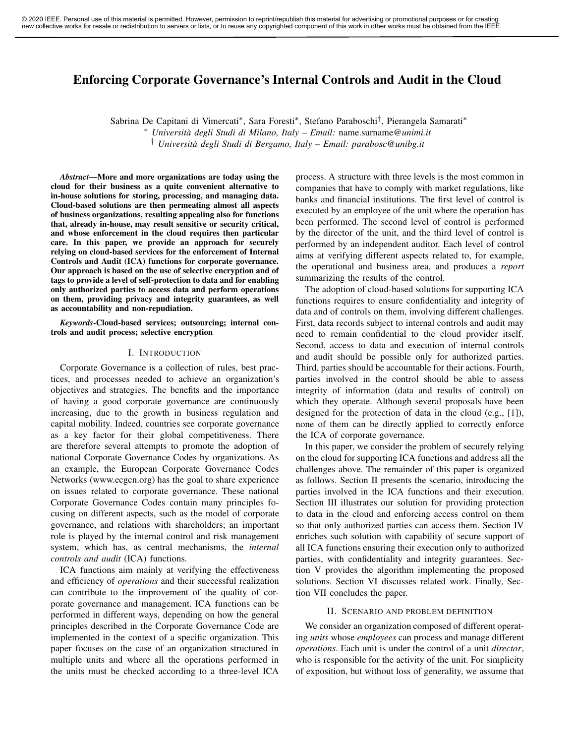© 2020 IEEE. Personal use of this material is permitted. However, permission to reprint/republish this material for advertising or promotional purposes or for creating new collective works for resale or redistribution to servers or lists, or to reuse any copyrighted component of this work in other works must be obtained from the IEEE.

# Enforcing Corporate Governance's Internal Controls and Audit in the Cloud

Sabrina De Capitani di Vimercati[*], Sara Foresti[*], Stefano Paraboschi[†], Pierangela Samarati[*]

[*] *Università degli Studi di Milano, Italy – Email:* name.surname@*unimi.it*

[†] *Università degli Studi di Bergamo, Italy – Email: parabosc@unibg.it*

***Abstract*—More and more organizations are today using the cloud for their business as a quite convenient alternative to in-house solutions for storing, processing, and managing data. Cloud-based solutions are then permeating almost all aspects of business organizations, resulting appealing also for functions that, already in-house, may result sensitive or security critical, and whose enforcement in the cloud requires then particular care. In this paper, we provide an approach for securely relying on cloud-based services for the enforcement of Internal Controls and Audit (ICA) functions for corporate governance. Our approach is based on the use of selective encryption and of tags to provide a level of self-protection to data and for enabling only authorized parties to access data and perform operations on them, providing privacy and integrity guarantees, as well as accountability and non-repudiation.**

***Keywords*-Cloud-based services; outsourcing; internal controls and audit process; selective encryption**

## I. Introduction

Corporate Governance is a collection of rules, best practices, and processes needed to achieve an organization's objectives and strategies. The benefits and the importance of having a good corporate governance are continuously increasing, due to the growth in business regulation and capital mobility. Indeed, countries see corporate governance as a key factor for their global competitiveness. There are therefore several attempts to promote the adoption of national Corporate Governance Codes by organizations. As an example, the European Corporate Governance Codes Networks (www.ecgcn.org) has the goal to share experience on issues related to corporate governance. These national Corporate Governance Codes contain many principles focusing on different aspects, such as the model of corporate governance, and relations with shareholders; an important role is played by the internal control and risk management system, which has, as central mechanisms, the *internal controls and audit* (ICA) functions.

ICA functions aim mainly at verifying the effectiveness and efficiency of *operations* and their successful realization can contribute to the improvement of the quality of corporate governance and management. ICA functions can be performed in different ways, depending on how the general principles described in the Corporate Governance Code are implemented in the context of a specific organization. This paper focuses on the case of an organization structured in multiple units and where all the operations performed in the units must be checked according to a three-level ICA process. A structure with three levels is the most common in companies that have to comply with market regulations, like banks and financial institutions. The first level of control is executed by an employee of the unit where the operation has been performed. The second level of control is performed by the director of the unit, and the third level of control is performed by an independent auditor. Each level of control aims at verifying different aspects related to, for example, the operational and business area, and produces a *report* summarizing the results of the control.

The adoption of cloud-based solutions for supporting ICA functions requires to ensure confidentiality and integrity of data and of controls on them, involving different challenges. First, data records subject to internal controls and audit may need to remain confidential to the cloud provider itself. Second, access to data and execution of internal controls and audit should be possible only for authorized parties. Third, parties should be accountable for their actions. Fourth, parties involved in the control should be able to assess integrity of information (data and results of control) on which they operate. Although several proposals have been designed for the protection of data in the cloud (e.g., [1]), none of them can be directly applied to correctly enforce the ICA of corporate governance.

In this paper, we consider the problem of securely relying on the cloud for supporting ICA functions and address all the challenges above. The remainder of this paper is organized as follows. Section II presents the scenario, introducing the parties involved in the ICA functions and their execution. Section III illustrates our solution for providing protection to data in the cloud and enforcing access control on them so that only authorized parties can access them. Section IV enriches such solution with capability of secure support of all ICA functions ensuring their execution only to authorized parties, with confidentiality and integrity guarantees. Section V provides the algorithm implementing the proposed solutions. Section VI discusses related work. Finally, Section VII concludes the paper.

## II. Scenario and problem definition

We consider an organization composed of different operating *units* whose *employees* can process and manage different *operations*. Each unit is under the control of a unit *director*, who is responsible for the activity of the unit. For simplicity of exposition, but without loss of generality, we assume that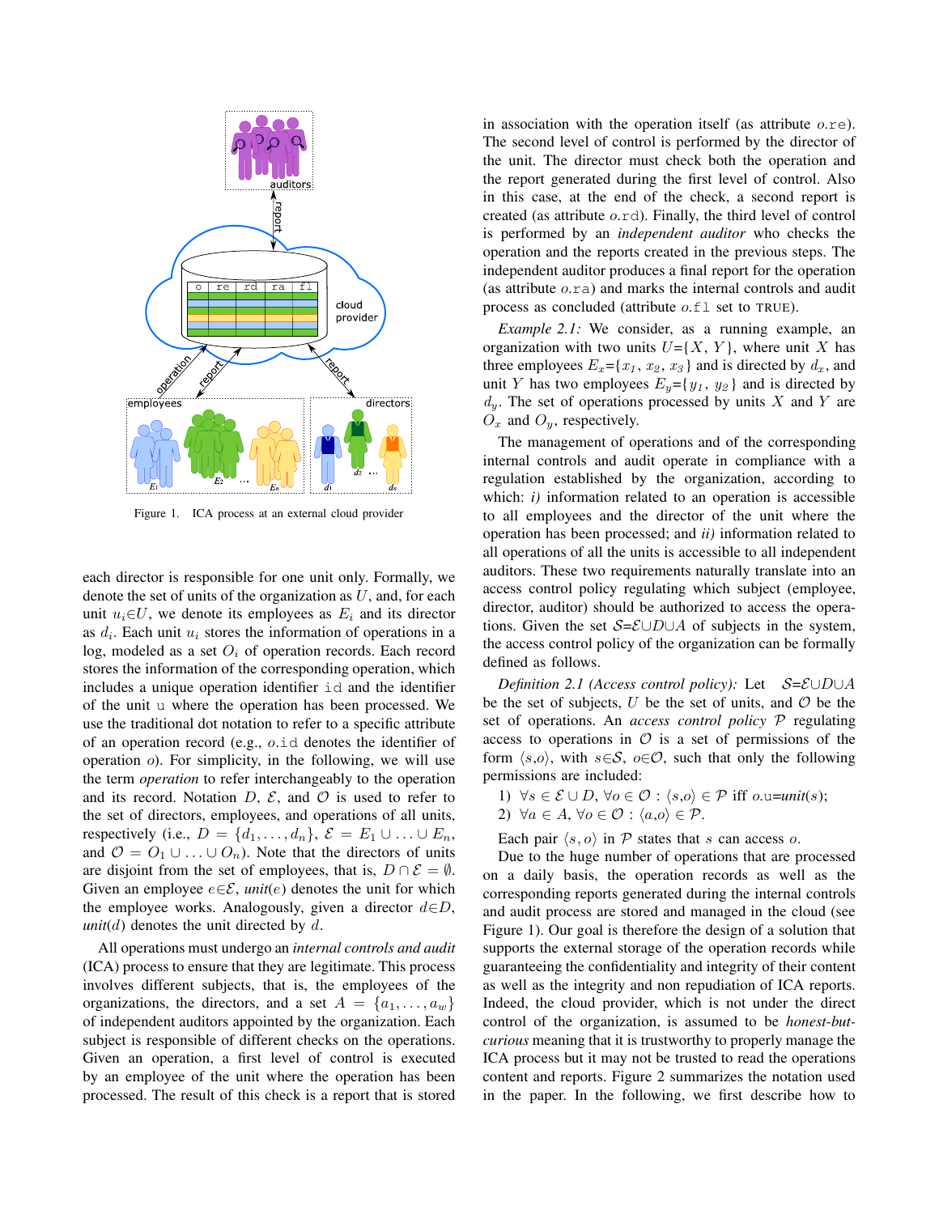Figure 1. ICA process at an external cloud provider

each director is responsible for one unit only. Formally, we denote the set of units of the organization as $U$, and, for each unit $u_i \in U$, we denote its employees as $E_i$ and its director as $d_i$. Each unit $u_i$ stores the information of operations in a log, modeled as a set $O_i$ of operation records. Each record stores the information of the corresponding operation, which includes a unique operation identifier id and the identifier of the unit u where the operation has been processed. We use the traditional dot notation to refer to a specific attribute of an operation record (e.g., $o$.id denotes the identifier of operation $o$). For simplicity, in the following, we will use the term *operation* to refer interchangeably to the operation and its record. Notation $D$, $\mathcal{E}$, and $\mathcal{O}$ is used to refer to the set of directors, employees, and operations of all units, respectively (i.e., $D = \{d_1, \ldots, d_n\}$, $\mathcal{E} = E_1 \cup \ldots \cup E_n$, and $\mathcal{O} = O_1 \cup \ldots \cup O_n$). Note that the directors of units are disjoint from the set of employees, that is, $D \cap \mathcal{E} = \emptyset$. Given an employee $e \in \mathcal{E}$, *unit*($e$) denotes the unit for which the employee works. Analogously, given a director $d \in D$, *unit*($d$) denotes the unit directed by $d$.

All operations must undergo an *internal controls and audit* (ICA) process to ensure that they are legitimate. This process involves different subjects, that is, the employees of the organizations, the directors, and a set $A = \{a_1, \ldots, a_w\}$ of independent auditors appointed by the organization. Each subject is responsible for different checks on the operations. Given an operation, a first level of control is executed by an employee of the unit where the operation has been processed. The result of this check is a report that is stored in association with the operation itself (as attribute $o$.re). The second level of control is performed by the director of the unit. The director must check both the operation and the report generated during the first level of control. Also in this case, at the end of the check, a second report is created (as attribute $o$.rd). Finally, the third level of control is performed by an *independent auditor* who checks the operation and the reports created in the previous steps. The independent auditor produces a final report for the operation (as attribute $o$.ra) and marks the internal controls and audit process as concluded (attribute $o$.fl set to TRUE).

*Example 2.1:* We consider, as a running example, an organization with two units $U$=$\{X, Y\}$, where unit $X$ has three employees $E_x$=$\{x_1, x_2, x_3\}$ and is directed by $d_x$, and unit $Y$ has two employees $E_y$=$\{y_1, y_2\}$ and is directed by $d_y$. The set of operations processed by units $X$ and $Y$ are $O_x$ and $O_y$, respectively.

The management of operations and of the corresponding internal controls and audit operate in compliance with a regulation established by the organization, according to which: *i)* information related to an operation is accessible to all employees and the director of the unit where the operation has been processed; and *ii)* information related to all operations of all the units is accessible to all independent auditors. These two requirements naturally translate into an access control policy regulating which subject (employee, director, auditor) should be authorized to access the operations. Given the set $\mathcal{S}$=$\mathcal{E} \cup D \cup A$ of subjects in the system, the access control policy of the organization can be formally defined as follows.

*Definition 2.1 (Access control policy):* Let $\mathcal{S}$=$\mathcal{E} \cup D \cup A$ be the set of subjects, $U$ be the set of units, and $\mathcal{O}$ be the set of operations. An *access control policy* $\mathcal{P}$ regulating access to operations in $\mathcal{O}$ is a set of permissions of the form $\langle s,o \rangle$, with $s \in \mathcal{S}$, $o \in \mathcal{O}$, such that only the following permissions are included:

1) $\forall s \in \mathcal{E} \cup D, \forall o \in \mathcal{O} : \langle s,o \rangle \in \mathcal{P}$ iff $o$.u=*unit*($s$);
2) $\forall a \in A, \forall o \in \mathcal{O} : \langle a,o \rangle \in \mathcal{P}$.

Each pair $\langle s, o \rangle$ in $\mathcal{P}$ states that $s$ can access $o$.

Due to the huge number of operations that are processed on a daily basis, the operation records as well as the corresponding reports generated during the internal controls and audit process are stored and managed in the cloud (see Figure 1). Our goal is therefore the design of a solution that supports the external storage of the operation records while guaranteeing the confidentiality and integrity of their content as well as the integrity and non repudiation of ICA reports. Indeed, the cloud provider, which is not under the direct control of the organization, is assumed to be *honest-but-curious* meaning that it is trustworthy to properly manage the ICA process but it may not be trusted to read the operations content and reports. Figure 2 summarizes the notation used in the paper. In the following, we first describe how to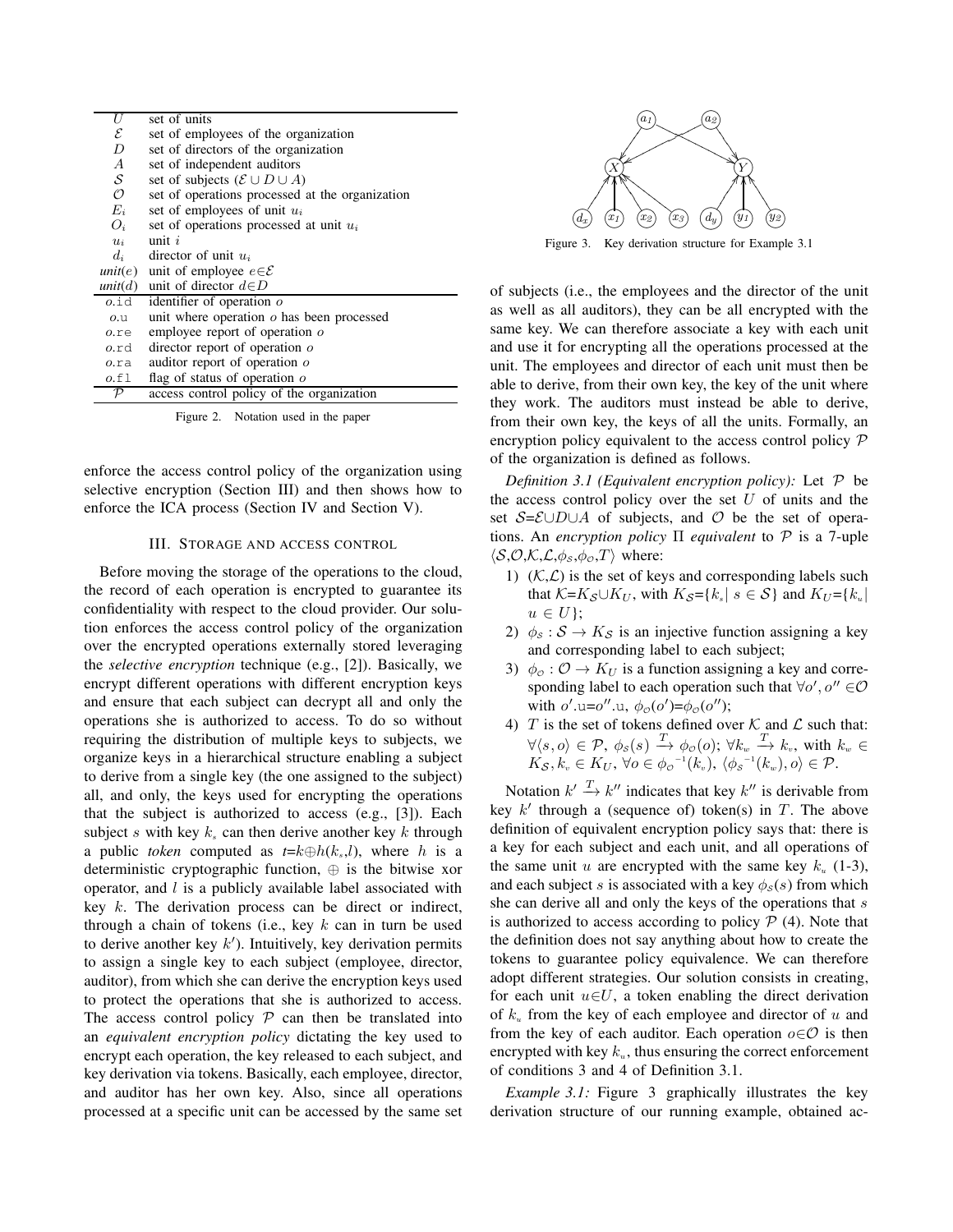| | |
|---|---|
| $U$ | set of units |
| $\mathcal{E}$ | set of employees of the organization |
| $D$ | set of directors of the organization |
| $A$ | set of independent auditors |
| $\mathcal{S}$ | set of subjects ($\mathcal{E} \cup D \cup A$) |
| $\mathcal{O}$ | set of operations processed at the organization |
| $E_i$ | set of employees of unit $u_i$ |
| $O_i$ | set of operations processed at unit $u_i$ |
| $u_i$ | unit $i$ |
| $d_i$ | director of unit $u_i$ |
| *unit*($e$) | unit of employee $e \in \mathcal{E}$ |
| *unit*($d$) | unit of director $d \in D$ |
| $o$.id | identifier of operation $o$ |
| $o$.u | unit where operation $o$ has been processed |
| $o$.re | employee report of operation $o$ |
| $o$.rd | director report of operation $o$ |
| $o$.ra | auditor report of operation $o$ |
| $o$.fl | flag of status of operation $o$ |
| $\mathcal{P}$ | access control policy of the organization |

Figure 2. Notation used in the paper

enforce the access control policy of the organization using selective encryption (Section III) and then shows how to enforce the ICA process (Section IV and Section V).

## III. Storage and access control

Before moving the storage of the operations to the cloud, the record of each operation is encrypted to guarantee its confidentiality with respect to the cloud provider. Our solution enforces the access control policy of the organization over the encrypted operations externally stored leveraging the *selective encryption* technique (e.g., [2]). Basically, we encrypt different operations with different encryption keys and ensure that each subject can decrypt all and only the operations she is authorized to access. To do so without requiring the distribution of multiple keys to subjects, we organize keys in a hierarchical structure enabling a subject to derive from a single key (the one assigned to the subject) all, and only, the keys used for encrypting the operations that the subject is authorized to access (e.g., [3]). Each subject $s$ with key $k_s$ can then derive another key $k$ through a public *token* computed as $t$=$k \oplus h(k_s,l)$, where $h$ is a deterministic cryptographic function, $\oplus$ is the bitwise xor operator, and $l$ is a publicly available label associated with key $k$. The derivation process can be direct or indirect, through a chain of tokens (i.e., key $k$ can in turn be used to derive another key $k'$). Intuitively, key derivation permits to assign a single key to each subject (employee, director, auditor), from which she can derive the encryption keys used to protect the operations that she is authorized to access. The access control policy $\mathcal{P}$ can then be translated into an *equivalent encryption policy* dictating the key used to encrypt each operation, the key released to each subject, and key derivation via tokens. Basically, each employee, director, and auditor has her own key. Also, since all operations processed at a specific unit can be accessed by the same set of subjects (i.e., the employees and the director of the unit as well as all auditors), they can be all encrypted with the same key. We can therefore associate a key with each unit and use it for encrypting all the operations processed at the unit. The employees and director of each unit must then be able to derive, from their own key, the key of the unit where they work. The auditors must instead be able to derive, from their own key, the keys of all the units. Formally, an encryption policy equivalent to the access control policy $\mathcal{P}$ of the organization is defined as follows.

*Definition 3.1 (Equivalent encryption policy):* Let $\mathcal{P}$ be the access control policy over the set $U$ of units and the set $\mathcal{S}$=$\mathcal{E} \cup D \cup A$ of subjects, and $\mathcal{O}$ be the set of operations. An *encryption policy* $\Pi$ *equivalent* to $\mathcal{P}$ is a 7-uple $\langle \mathcal{S},\mathcal{O},\mathcal{K},\mathcal{L},\phi_{\mathcal{S}},\phi_{\mathcal{O}},T \rangle$ where:

1) $(\mathcal{K},\mathcal{L})$ is the set of keys and corresponding labels such that $\mathcal{K}$=$K_{\mathcal{S}} \cup K_U$, with $K_{\mathcal{S}}$=$\{k_s \mid s \in \mathcal{S}\}$ and $K_U$=$\{k_u \mid u \in U\}$;
2) $\phi_{\mathcal{S}} : \mathcal{S} \rightarrow K_{\mathcal{S}}$ is an injective function assigning a key and corresponding label to each subject;
3) $\phi_{\mathcal{O}} : \mathcal{O} \rightarrow K_U$ is a function assigning a key and corresponding label to each operation such that $\forall o', o'' \in \mathcal{O}$ with $o'.\mathtt{u}$=$o''.\mathtt{u}$, $\phi_{\mathcal{O}}(o')$=$\phi_{\mathcal{O}}(o'')$;
4) $T$ is the set of tokens defined over $\mathcal{K}$ and $\mathcal{L}$ such that: $\forall \langle s, o \rangle \in \mathcal{P},\ \phi_{\mathcal{S}}(s) \xrightarrow{T} \phi_{\mathcal{O}}(o)$; $\forall k_w \xrightarrow{T} k_v$, with $k_w \in K_{\mathcal{S}}, k_v \in K_U$, $\forall o \in {\phi_{\mathcal{O}}}^{-1}(k_v)$, $\langle {\phi_{\mathcal{S}}}^{-1}(k_w), o \rangle \in \mathcal{P}$.

Notation $k' \xrightarrow{T} k''$ indicates that key $k''$ is derivable from key $k'$ through a (sequence of) token(s) in $T$. The above definition of equivalent encryption policy says that: there is a key for each subject and each unit, and all operations of the same unit $u$ are encrypted with the same key $k_u$ (1-3), and each subject $s$ is associated with a key $\phi_{\mathcal{S}}(s)$ from which she can derive all and only the keys of the operations that $s$ is authorized to access according to policy $\mathcal{P}$ (4). Note that the definition does not say anything about how to create the tokens to guarantee policy equivalence. We can therefore adopt different strategies. Our solution consists in creating, for each unit $u \in U$, a token enabling the direct derivation of $k_u$ from the key of each employee and director of $u$ and from the key of each auditor. Each operation $o \in \mathcal{O}$ is then encrypted with key $k_u$, thus ensuring the correct enforcement of conditions 3 and 4 of Definition 3.1.

Figure 3. Key derivation structure for Example 3.1

*Example 3.1:* Figure 3 graphically illustrates the key derivation structure of our running example, obtained ac-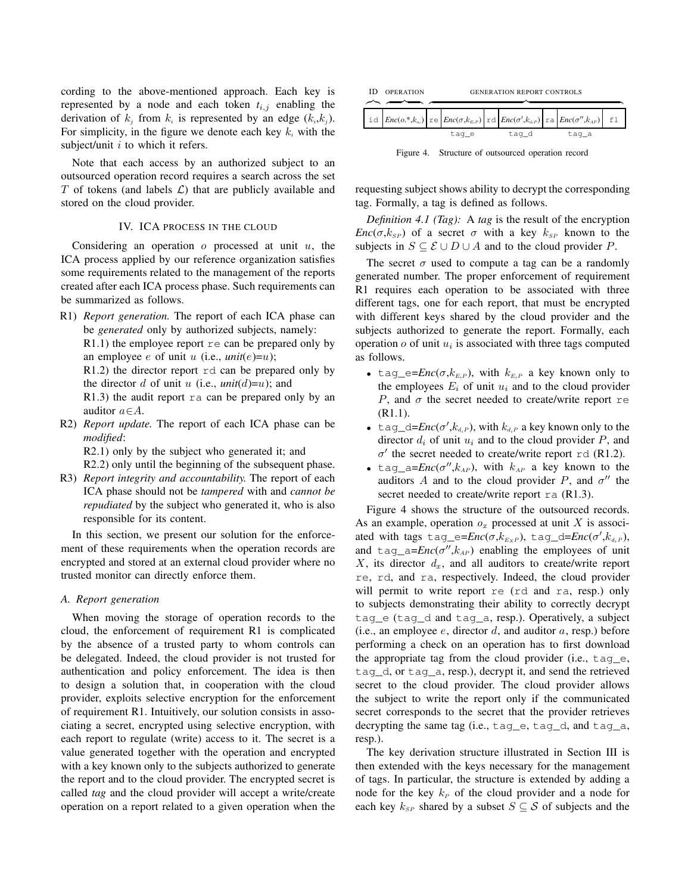cording to the above-mentioned approach. Each key is represented by a node and each token $t_{i,j}$ enabling the derivation of $k_j$ from $k_i$ is represented by an edge $(k_i, k_j)$. For simplicity, in the figure we denote each key $k_i$ with the subject/unit $i$ to which it refers.

Note that each access by an authorized subject to an outsourced operation record requires a search across the set $T$ of tokens (and labels $\mathcal{L}$) that are publicly available and stored on the cloud provider.

## IV. ICA PROCESS IN THE CLOUD

Considering an operation $o$ processed at unit $u$, the ICA process applied by our reference organization satisfies some requirements related to the management of the reports created after each ICA process phase. Such requirements can be summarized as follows.

R1) *Report generation.* The report of each ICA phase can be *generated* only by authorized subjects, namely:
R1.1) the employee report `re` can be prepared only by an employee $e$ of unit $u$ (i.e., *unit*($e$)=$u$);
R1.2) the director report `rd` can be prepared only by the director $d$ of unit $u$ (i.e., *unit*($d$)=$u$); and
R1.3) the audit report `ra` can be prepared only by an auditor $a \in A$.

R2) *Report update.* The report of each ICA phase can be *modified*:
R2.1) only by the subject who generated it; and
R2.2) only until the beginning of the subsequent phase.

R3) *Report integrity and accountability.* The report of each ICA phase should not be *tampered* with and *cannot be repudiated* by the subject who generated it, who is also responsible for its content.

In this section, we present our solution for the enforcement of these requirements when the operation records are encrypted and stored at an external cloud provider where no trusted monitor can directly enforce them.

### A. Report generation

When moving the storage of operation records to the cloud, the enforcement of requirement R1 is complicated by the absence of a trusted party to whom controls can be delegated. Indeed, the cloud provider is not trusted for authentication and policy enforcement. The idea is then to design a solution that, in cooperation with the cloud provider, exploits selective encryption for the enforcement of requirement R1. Intuitively, our solution consists in associating a secret, encrypted using selective encryption, with each report to regulate (write) access to it. The secret is a value generated together with the operation and encrypted with a key known only to the subjects authorized to generate the report and to the cloud provider. The encrypted secret is called *tag* and the cloud provider will accept a write/create operation on a report related to a given operation when the

| ID | OPERATION | GENERATION REPORT CONTROLS | | | | | | |
|---|---|---|---|---|---|---|---|---|
| `id` | *Enc*($o.*$,$k_{u_i}$) | `re` | *Enc*($\sigma$,$k_{E_iP}$) | `rd` | *Enc*($\sigma'$,$k_{d_iP}$) | `ra` | *Enc*($\sigma''$,$k_{AP}$) | `fl` |
| | | | `tag_e` | | `tag_d` | | `tag_a` | |

Figure 4. Structure of outsourced operation record

requesting subject shows ability to decrypt the corresponding tag. Formally, a tag is defined as follows.

*Definition 4.1 (Tag):* A *tag* is the result of the encryption *Enc*($\sigma$,$k_{SP}$) of a secret $\sigma$ with a key $k_{SP}$ known to the subjects in $S \subseteq \mathcal{E} \cup D \cup A$ and to the cloud provider $P$.

The secret $\sigma$ used to compute a tag can be a randomly generated number. The proper enforcement of requirement R1 requires each operation to be associated with three different tags, one for each report, that must be encrypted with different keys shared by the cloud provider and the subjects authorized to generate the report. Formally, each operation $o$ of unit $u_i$ is associated with three tags computed as follows.

- `tag_e`=*Enc*($\sigma$,$k_{E_iP}$), with $k_{E_iP}$ a key known only to the employees $E_i$ of unit $u_i$ and to the cloud provider $P$, and $\sigma$ the secret needed to create/write report `re` (R1.1).
- `tag_d`=*Enc*($\sigma'$,$k_{d_iP}$), with $k_{d_iP}$ a key known only to the director $d_i$ of unit $u_i$ and to the cloud provider $P$, and $\sigma'$ the secret needed to create/write report `rd` (R1.2).
- `tag_a`=*Enc*($\sigma''$,$k_{AP}$), with $k_{AP}$ a key known to the auditors $A$ and to the cloud provider $P$, and $\sigma''$ the secret needed to create/write report `ra` (R1.3).

Figure 4 shows the structure of the outsourced records. As an example, operation $o_x$ processed at unit $X$ is associated with tags `tag_e`=*Enc*($\sigma$,$k_{E_XP}$), `tag_d`=*Enc*($\sigma'$,$k_{d_xP}$), and `tag_a`=*Enc*($\sigma''$,$k_{AP}$) enabling the employees of unit $X$, its director $d_x$, and all auditors to create/write report `re`, `rd`, and `ra`, respectively. Indeed, the cloud provider will permit to write report `re` (`rd` and `ra`, resp.) only to subjects demonstrating their ability to correctly decrypt `tag_e` (`tag_d` and `tag_a`, resp.). Operatively, a subject (i.e., an employee $e$, director $d$, and auditor $a$, resp.) before performing a check on an operation has to first download the appropriate tag from the cloud provider (i.e., `tag_e`, `tag_d`, or `tag_a`, resp.), decrypt it, and send the retrieved secret to the cloud provider. The cloud provider allows the subject to write the report only if the communicated secret corresponds to the secret that the provider retrieves decrypting the same tag (i.e., `tag_e`, `tag_d`, and `tag_a`, resp.).

The key derivation structure illustrated in Section III is then extended with the keys necessary for the management of tags. In particular, the structure is extended by adding a node for the key $k_P$ of the cloud provider and a node for each key $k_{SP}$ shared by a subset $S \subseteq \mathcal{S}$ of subjects and the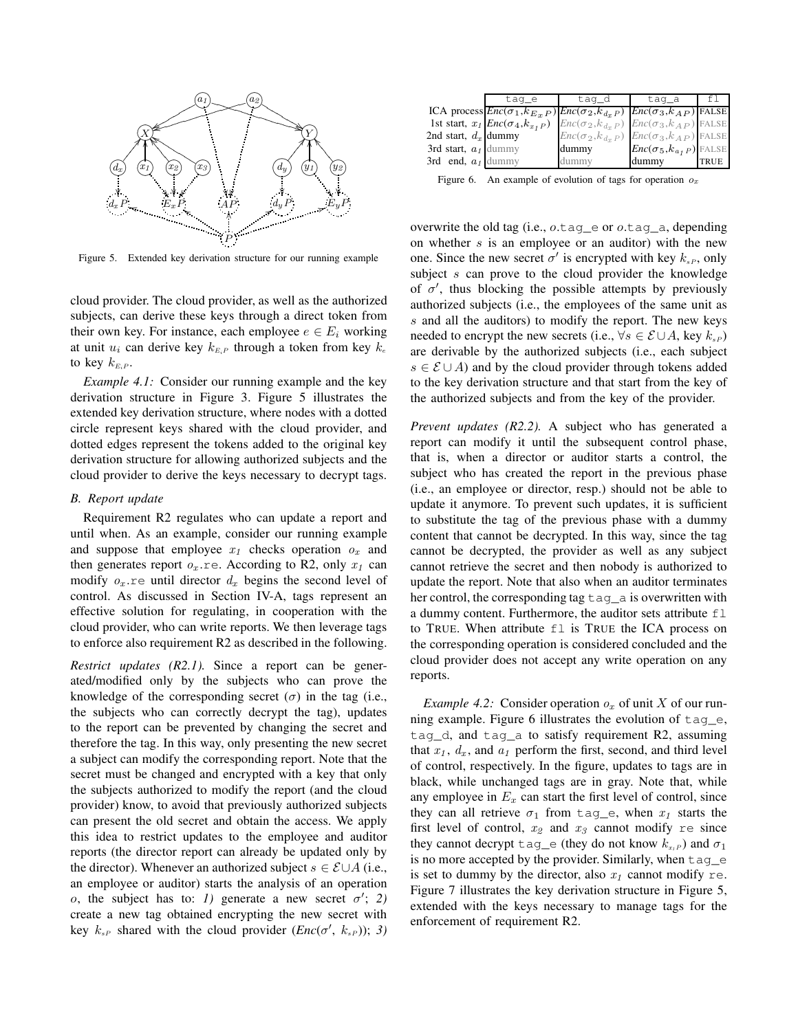Figure 5. Extended key derivation structure for our running example

cloud provider. The cloud provider, as well as the authorized subjects, can derive these keys through a direct token from their own key. For instance, each employee $e \in E_i$ working at unit $u_i$ can derive key $k_{E_iP}$ through a token from key $k_e$ to key $k_{E_iP}$.

*Example 4.1:* Consider our running example and the key derivation structure in Figure 3. Figure 5 illustrates the extended key derivation structure, where nodes with a dotted circle represent keys shared with the cloud provider, and dotted edges represent the tokens added to the original key derivation structure for allowing authorized subjects and the cloud provider to derive the keys necessary to decrypt tags.

### B. Report update

Requirement R2 regulates who can update a report and until when. As an example, consider our running example and suppose that employee $x_1$ checks operation $o_x$ and then generates report $o_x$.re. According to R2, only $x_1$ can modify $o_x$.re until director $d_x$ begins the second level of control. As discussed in Section IV-A, tags represent an effective solution for regulating, in cooperation with the cloud provider, who can write reports. We then leverage tags to enforce also requirement R2 as described in the following.

*Restrict updates (R2.1).* Since a report can be generated/modified only by the subjects who can prove the knowledge of the corresponding secret ($\sigma$) in the tag (i.e., the subjects who can correctly decrypt the tag), updates to the report can be prevented by changing the secret and therefore the tag. In this way, only presenting the new secret a subject can modify the corresponding report. Note that the secret must be changed and encrypted with a key that only the subjects authorized to modify the report (and the cloud provider) know, to avoid that previously authorized subjects can present the old secret and obtain the access. We apply this idea to restrict updates to the employee and auditor reports (the director report can already be updated only by the director). Whenever an authorized subject $s \in \mathcal{E} \cup A$ (i.e., an employee or auditor) starts the analysis of an operation $o$, the subject has to: *1)* generate a new secret $\sigma'$; *2)* create a new tag obtained encrypting the new secret with key $k_{sP}$ shared with the cloud provider (*Enc*($\sigma'$, $k_{sP}$)); *3)* overwrite the old tag (i.e., $o$.tag_e or $o$.tag_a, depending on whether $s$ is an employee or an auditor) with the new one. Since the new secret $\sigma'$ is encrypted with key $k_{sP}$, only subject $s$ can prove to the cloud provider the knowledge of $\sigma'$, thus blocking the possible attempts by previously authorized subjects (i.e., the employees of the same unit as $s$ and all the auditors) to modify the report. The new keys needed to encrypt the new secrets (i.e., $\forall s \in \mathcal{E} \cup A$, key $k_{sP}$) are derivable by the authorized subjects (i.e., each subject $s \in \mathcal{E} \cup A$) and by the cloud provider through tokens added to the key derivation structure and that start from the key of the authorized subjects and from the key of the provider.

| | tag_e | tag_d | tag_a | fl |
|---|---|---|---|---|
| ICA process | *Enc*($\sigma_1$,$k_{E_xP}$) | *Enc*($\sigma_2$,$k_{d_xP}$) | *Enc*($\sigma_3$,$k_{AP}$) | FALSE |
| 1st start, $x_1$ | *Enc*($\sigma_4$,$k_{x_1P}$) | *Enc*($\sigma_2$,$k_{d_xP}$) | *Enc*($\sigma_3$,$k_{AP}$) | FALSE |
| 2nd start, $d_x$ | dummy | *Enc*($\sigma_2$,$k_{d_xP}$) | *Enc*($\sigma_3$,$k_{AP}$) | FALSE |
| 3rd start, $a_1$ | dummy | dummy | *Enc*($\sigma_5$,$k_{a_1P}$) | FALSE |
| 3rd end, $a_1$ | dummy | dummy | dummy | TRUE |

Figure 6. An example of evolution of tags for operation $o_x$

*Prevent updates (R2.2).* A subject who has generated a report can modify it until the subsequent control phase, that is, when a director or auditor starts a control, the subject who has created the report in the previous phase (i.e., an employee or director, resp.) should not be able to update it anymore. To prevent such updates, it is sufficient to substitute the tag of the previous phase with a dummy content that cannot be decrypted. In this way, since the tag cannot be decrypted, the provider as well as any subject cannot retrieve the secret and then nobody is authorized to update the report. Note that also when an auditor terminates her control, the corresponding tag tag_a is overwritten with a dummy content. Furthermore, the auditor sets attribute fl to TRUE. When attribute fl is TRUE the ICA process on the corresponding operation is considered concluded and the cloud provider does not accept any write operation on any reports.

*Example 4.2:* Consider operation $o_x$ of unit $X$ of our running example. Figure 6 illustrates the evolution of tag_e, tag_d, and tag_a to satisfy requirement R2, assuming that $x_1$, $d_x$, and $a_1$ perform the first, second, and third level of control, respectively. In the figure, updates to tags are in black, while unchanged tags are in gray. Note that, while any employee in $E_x$ can start the first level of control, since they can all retrieve $\sigma_1$ from tag_e, when $x_1$ starts the first level of control, $x_2$ and $x_3$ cannot modify re since they cannot decrypt tag_e (they do not know $k_{x_1P}$) and $\sigma_1$ is no more accepted by the provider. Similarly, when tag_e is set to dummy by the director, also $x_1$ cannot modify re. Figure 7 illustrates the key derivation structure in Figure 5, extended with the keys necessary to manage tags for the enforcement of requirement R2.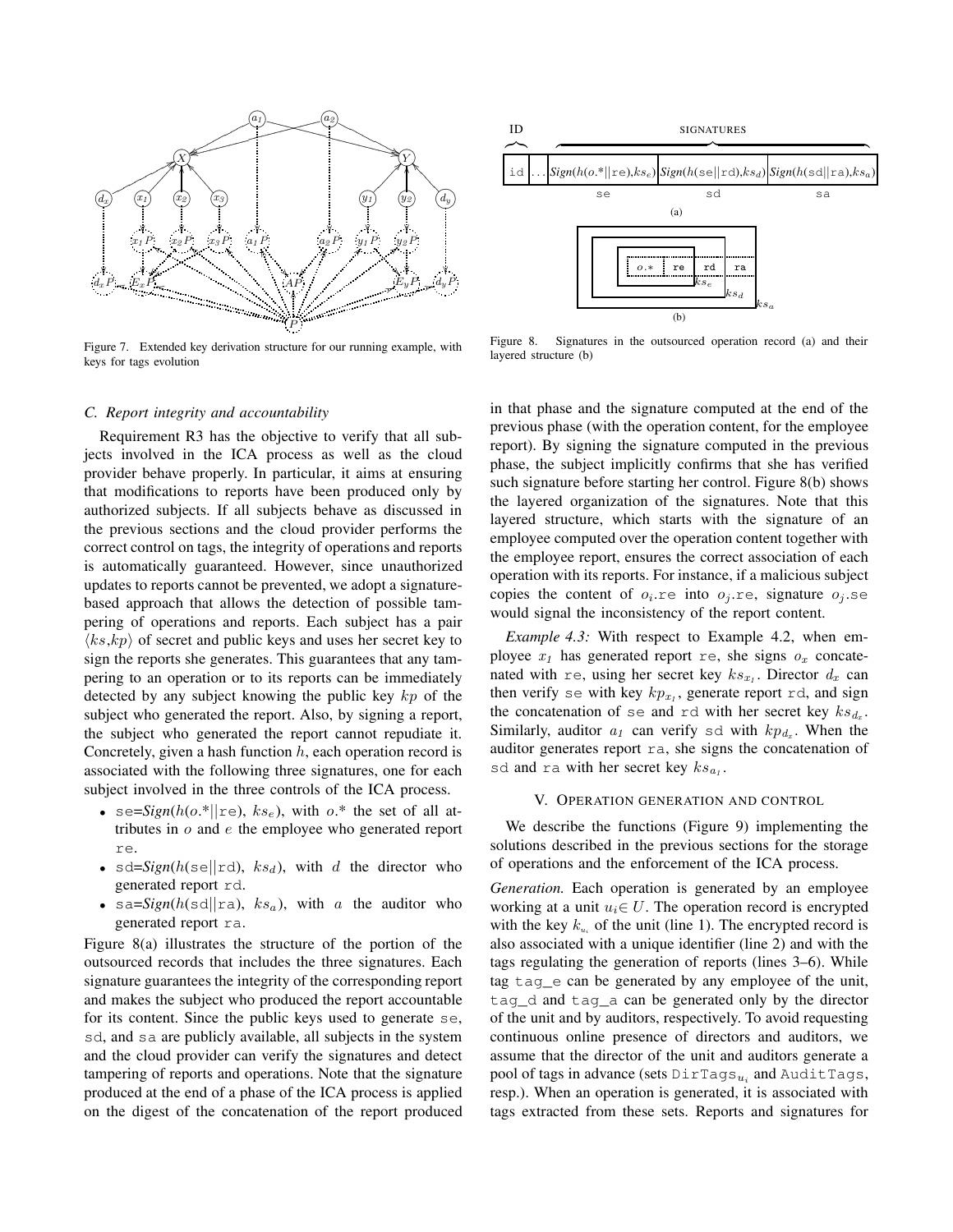Figure 7. Extended key derivation structure for our running example, with keys for tags evolution

Figure 8. Signatures in the outsourced operation record (a) and their layered structure (b)

### C. Report integrity and accountability

Requirement R3 has the objective to verify that all subjects involved in the ICA process as well as the cloud provider behave properly. In particular, it aims at ensuring that modifications to reports have been produced only by authorized subjects. If all subjects behave as discussed in the previous sections and the cloud provider performs the correct control on tags, the integrity of operations and reports is automatically guaranteed. However, since unauthorized updates to reports cannot be prevented, we adopt a signature-based approach that allows the detection of possible tampering of operations and reports. Each subject has a pair $\langle ks, kp \rangle$ of secret and public keys and uses her secret key to sign the reports she generates. This guarantees that any tampering to an operation or to its reports can be immediately detected by any subject knowing the public key $kp$ of the subject who generated the report. Also, by signing a report, the subject who generated the report cannot repudiate it. Concretely, given a hash function $h$, each operation record is associated with the following three signatures, one for each subject involved in the three controls of the ICA process.

- se=*Sign*($h(o.*||$re$)$, $ks_e$), with $o.*$ the set of all attributes in $o$ and $e$ the employee who generated report re.
- sd=*Sign*($h($se$||$rd$)$, $ks_d$), with $d$ the director who generated report rd.
- sa=*Sign*($h($sd$||$ra$)$, $ks_a$), with $a$ the auditor who generated report ra.

Figure 8(a) illustrates the structure of the portion of the outsourced records that includes the three signatures. Each signature guarantees the integrity of the corresponding report and makes the subject who produced the report accountable for its content. Since the public keys used to generate se, sd, and sa are publicly available, all subjects in the system and the cloud provider can verify the signatures and detect tampering of reports and operations. Note that the signature produced at the end of a phase of the ICA process is applied on the digest of the concatenation of the report produced in that phase and the signature computed at the end of the previous phase (with the operation content, for the employee report). By signing the signature computed in the previous phase, the subject implicitly confirms that she has verified such signature before starting her control. Figure 8(b) shows the layered organization of the signatures. Note that this layered structure, which starts with the signature of an employee computed over the operation content together with the employee report, ensures the correct association of each operation with its reports. For instance, if a malicious subject copies the content of $o_i$.re into $o_j$.re, signature $o_j$.se would signal the inconsistency of the report content.

*Example 4.3:* With respect to Example 4.2, when employee $x_1$ has generated report re, she signs $o_x$ concatenated with re, using her secret key $ks_{x_1}$. Director $d_x$ can then verify se with key $kp_{x_1}$, generate report rd, and sign the concatenation of se and rd with her secret key $ks_{d_x}$. Similarly, auditor $a_1$ can verify sd with $kp_{d_x}$. When the auditor generates report ra, she signs the concatenation of sd and ra with her secret key $ks_{a_1}$.

## V. Operation generation and control

We describe the functions (Figure 9) implementing the solutions described in the previous sections for the storage of operations and the enforcement of the ICA process.

*Generation.* Each operation is generated by an employee working at a unit $u_i \in U$. The operation record is encrypted with the key $k_{u_i}$ of the unit (line 1). The encrypted record is also associated with a unique identifier (line 2) and with the tags regulating the generation of reports (lines 3–6). While tag tag_e can be generated by any employee of the unit, tag_d and tag_a can be generated only by the director of the unit and by auditors, respectively. To avoid requesting continuous online presence of directors and auditors, we assume that the director of the unit and auditors generate a pool of tags in advance (sets DirTags$_{u_i}$ and AuditTags, resp.). When an operation is generated, it is associated with tags extracted from these sets. Reports and signatures for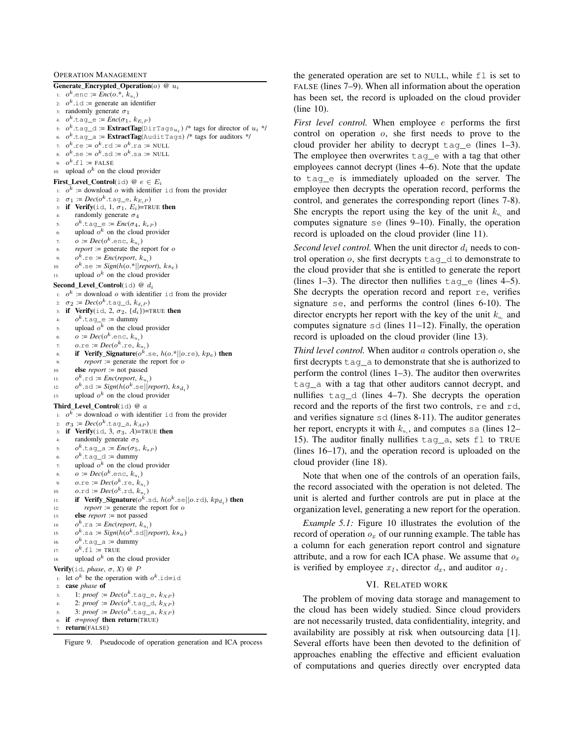OPERATION MANAGEMENT

```
Generate_Encrypted_Operation(o) @ u_i
1: o^k.enc := Enc(o.*, k_{u_i})
2: o^k.id := generate an identifier
3: randomly generate σ_1
4: o^k.tag_e := Enc(σ_1, k_{E_i P})
5: o^k.tag_d := ExtractTag(DirTags_{u_i}) /* tags for director of u_i */
6: o^k.tag_a := ExtractTag(AuditTags) /* tags for auditors */
7: o^k.re := o^k.rd := o^k.ra := NULL
8: o^k.se := o^k.sd := o^k.sa := NULL
9: o^k.fl := FALSE
10: upload o^k on the cloud provider

First_Level_Control(id) @ e ∈ E_i
1: o^k := download o with identifier id from the provider
2: σ_1 := Dec(o^k.tag_e, k_{E_i P})
3: if Verify(id, 1, σ_1, E_i)=TRUE then
4:     randomly generate σ_4
5:     o^k.tag_e := Enc(σ_4, k_{eP})
6:     upload o^k on the cloud provider
7:     o := Dec(o^k.enc, k_{u_i})
8:     report := generate the report for o
9:     o^k.re := Enc(report, k_{u_i})
10:    o^k.se := Sign(h(o.*||report), ks_e)
11:    upload o^k on the cloud provider

Second_Level_Control(id) @ d_i
1: o^k := download o with identifier id from the provider
2: σ_2 := Dec(o^k.tag_d, k_{d_i P})
3: if Verify(id, 2, σ_2, {d_i})=TRUE then
4:     o^k.tag_e := dummy
5:     upload o^k on the cloud provider
6:     o := Dec(o^k.enc, k_{u_i})
7:     o.re := Dec(o^k.re, k_{u_i})
8:     if Verify_Signature(o^k.se, h(o.*||o.re), kp_e) then
9:         report := generate the report for o
10:    else report := not passed
11:    o^k.rd := Enc(report, k_{u_i})
12:    o^k.sd := Sign(h(o^k.se||report), ks_{d_i})
13:    upload o^k on the cloud provider

Third_Level_Control(id) @ a
1: o^k := download o with identifier id from the provider
2: σ_3 := Dec(o^k.tag_a, k_{AP})
3: if Verify(id, 3, σ_3, A)=TRUE then
4:     randomly generate σ_5
5:     o^k.tag_a := Enc(σ_5, k_{aP})
6:     o^k.tag_d := dummy
7:     upload o^k on the cloud provider
8:     o := Dec(o^k.enc, k_{u_i})
9:     o.re := Dec(o^k.re, k_{u_i})
10:    o.rd := Dec(o^k.rd, k_{u_i})
11:    if Verify_Signature(o^k.sd, h(o^k.se||o.rd), kp_{d_i}) then
12:        report := generate the report for o
13:    else report := not passed
14:    o^k.ra := Enc(report, k_{u_i})
15:    o^k.sa := Sign(h(o^k.sd||report), ks_a)
16:    o^k.tag_a := dummy
17:    o^k.fl := TRUE
18:    upload o^k on the cloud provider

Verify(id, phase, σ, X) @ P
1: let o^k be the operation with o^k.id=id
2: case phase of
3:     1: proof := Dec(o^k.tag_e, k_{XP})
4:     2: proof := Dec(o^k.tag_d, k_{XP})
5:     3: proof := Dec(o^k.tag_a, k_{XP})
6: if σ=proof then return(TRUE)
7: return(FALSE)
```

Figure 9. Pseudocode of operation generation and ICA process

the generated operation are set to NULL, while `fl` is set to FALSE (lines 7–9). When all information about the operation has been set, the record is uploaded on the cloud provider (line 10).

*First level control.* When employee $e$ performs the first control on operation $o$, she first needs to prove to the cloud provider her ability to decrypt `tag_e` (lines 1–3). The employee then overwrites `tag_e` with a tag that other employees cannot decrypt (lines 4–6). Note that the update to `tag_e` is immediately uploaded on the server. The employee then decrypts the operation record, performs the control, and generates the corresponding report (lines 7-8). She encrypts the report using the key of the unit $k_{u_i}$ and computes signature `se` (lines 9–10). Finally, the operation record is uploaded on the cloud provider (line 11).

*Second level control.* When the unit director $d_i$ needs to control operation $o$, she first decrypts `tag_d` to demonstrate to the cloud provider that she is entitled to generate the report (lines 1–3). The director then nullifies `tag_e` (lines 4–5). She decrypts the operation record and report `re`, verifies signature `se`, and performs the control (lines 6-10). The director encrypts her report with the key of the unit $k_{u_i}$ and computes signature `sd` (lines 11–12). Finally, the operation record is uploaded on the cloud provider (line 13).

*Third level control.* When auditor $a$ controls operation $o$, she first decrypts `tag_a` to demonstrate that she is authorized to perform the control (lines 1–3). The auditor then overwrites `tag_a` with a tag that other auditors cannot decrypt, and nullifies `tag_d` (lines 4–7). She decrypts the operation record and the reports of the first two controls, `re` and `rd`, and verifies signature `sd` (lines 8-11). The auditor generates her report, encrypts it with $k_{u_i}$, and computes `sa` (lines 12–15). The auditor finally nullifies `tag_a`, sets `fl` to TRUE (lines 16–17), and the operation record is uploaded on the cloud provider (line 18).

Note that when one of the controls of an operation fails, the record associated with the operation is not deleted. The unit is alerted and further controls are put in place at the organization level, generating a new report for the operation.

*Example 5.1:* Figure 10 illustrates the evolution of the record of operation $o_x$ of our running example. The table has a column for each generation report control and signature attribute, and a row for each ICA phase. We assume that $o_x$ is verified by employee $x_1$, director $d_x$, and auditor $a_1$.

## VI. RELATED WORK

The problem of moving data storage and management to the cloud has been widely studied. Since cloud providers are not necessarily trusted, data confidentiality, integrity, and availability are possibly at risk when outsourcing data [1]. Several efforts have been then devoted to the definition of approaches enabling the effective and efficient evaluation of computations and queries directly over encrypted data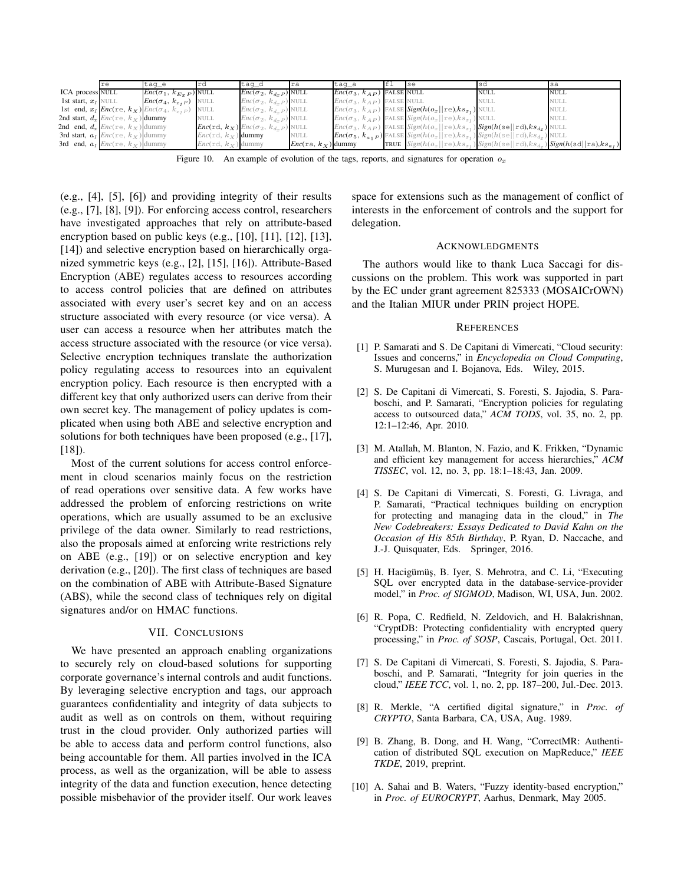| | re | tag_e | rd | tag_d | ra | tag_a | fl | se | sd | sa |
|---|---|---|---|---|---|---|---|---|---|---|
| ICA process | NULL | $Enc(\sigma_1, k_{E_x P})$ | NULL | $Enc(\sigma_2, k_{d_x P})$ | NULL | $Enc(\sigma_3, k_{AP})$ | FALSE | NULL | NULL | NULL |
| 1st start, $x_I$ | NULL | $Enc(\sigma_4, k_{x_I P})$ | NULL | $Enc(\sigma_2, k_{d_x P})$ | NULL | $Enc(\sigma_3, k_{AP})$ | FALSE | NULL | NULL | NULL |
| 1st end, $x_I$ | $Enc(\texttt{re}, k_X)$ | $Enc(\sigma_4, k_{x_I P})$ | NULL | $Enc(\sigma_2, k_{d_x P})$ | NULL | $Enc(\sigma_3, k_{AP})$ | FALSE | $Sign(h(o_x \| \texttt{re}), ks_{x_I})$ | NULL | NULL |
| 2nd start, $d_x$ | $Enc(\texttt{re}, k_X)$ | dummy | NULL | $Enc(\sigma_2, k_{d_x P})$ | NULL | $Enc(\sigma_3, k_{AP})$ | FALSE | $Sign(h(o_x \| \texttt{re}), ks_{x_I})$ | NULL | NULL |
| 2nd end, $d_x$ | $Enc(\texttt{re}, k_X)$ | dummy | $Enc(\texttt{rd}, k_X)$ | $Enc(\sigma_2, k_{d_x P})$ | NULL | $Enc(\sigma_3, k_{AP})$ | FALSE | $Sign(h(o_x \| \texttt{re}), ks_{x_I})$ | $Sign(h(\texttt{se} \| \texttt{rd}), ks_{d_x})$ | NULL |
| 3rd start, $a_I$ | $Enc(\texttt{re}, k_X)$ | dummy | $Enc(\texttt{rd}, k_X)$ | dummy | NULL | $Enc(\sigma_5, k_{a_I P})$ | FALSE | $Sign(h(o_x \| \texttt{re}), ks_{x_I})$ | $Sign(h(\texttt{se} \| \texttt{rd}), ks_{d_x})$ | NULL |
| 3rd end, $a_I$ | $Enc(\texttt{re}, k_X)$ | dummy | $Enc(\texttt{rd}, k_X)$ | dummy | $Enc(\texttt{ra}, k_X)$ | dummy | TRUE | $Sign(h(o_x \| \texttt{re}), ks_{x_I})$ | $Sign(h(\texttt{se} \| \texttt{rd}), ks_{d_x})$ | $Sign(h(\texttt{sd} \| \texttt{ra}), ks_{a_I})$ |

Figure 10. An example of evolution of the tags, reports, and signatures for operation $o_x$

(e.g., [4], [5], [6]) and providing integrity of their results (e.g., [7], [8], [9]). For enforcing access control, researchers have investigated approaches that rely on attribute-based encryption based on public keys (e.g., [10], [11], [12], [13], [14]) and selective encryption based on hierarchically organized symmetric keys (e.g., [2], [15], [16]). Attribute-Based Encryption (ABE) regulates access to resources according to access control policies that are defined on attributes associated with every user's secret key and on an access structure associated with every resource (or vice versa). A user can access a resource when her attributes match the access structure associated with the resource (or vice versa). Selective encryption techniques translate the authorization policy regulating access to resources into an equivalent encryption policy. Each resource is then encrypted with a different key that only authorized users can derive from their own secret key. The management of policy updates is complicated when using both ABE and selective encryption and solutions for both techniques have been proposed (e.g., [17], [18]).

Most of the current solutions for access control enforcement in cloud scenarios mainly focus on the restriction of read operations over sensitive data. A few works have addressed the problem of enforcing restrictions on write operations, which are usually assumed to be an exclusive privilege of the data owner. Similarly to read restrictions, also the proposals aimed at enforcing write restrictions rely on ABE (e.g., [19]) or on selective encryption and key derivation (e.g., [20]). The first class of techniques are based on the combination of ABE with Attribute-Based Signature (ABS), while the second class of techniques rely on digital signatures and/or on HMAC functions.

## VII. Conclusions

We have presented an approach enabling organizations to securely rely on cloud-based solutions for supporting corporate governance's internal controls and audit functions. By leveraging selective encryption and tags, our approach guarantees confidentiality and integrity of data subjects to audit as well as on controls on them, without requiring trust in the cloud provider. Only authorized parties will be able to access data and perform control functions, also being accountable for them. All parties involved in the ICA process, as well as the organization, will be able to assess integrity of the data and function execution, hence detecting possible misbehavior of the provider itself. Our work leaves space for extensions such as the management of conflict of interests in the enforcement of controls and the support for delegation.

## Acknowledgments

The authors would like to thank Luca Saccagi for discussions on the problem. This work was supported in part by the EC under grant agreement 825333 (MOSAICrOWN) and the Italian MIUR under PRIN project HOPE.

## References

[1] P. Samarati and S. De Capitani di Vimercati, "Cloud security: Issues and concerns," in *Encyclopedia on Cloud Computing*, S. Murugesan and I. Bojanova, Eds. Wiley, 2015.

[2] S. De Capitani di Vimercati, S. Foresti, S. Jajodia, S. Paraboschi, and P. Samarati, "Encryption policies for regulating access to outsourced data," *ACM TODS*, vol. 35, no. 2, pp. 12:1–12:46, Apr. 2010.

[3] M. Atallah, M. Blanton, N. Fazio, and K. Frikken, "Dynamic and efficient key management for access hierarchies," *ACM TISSEC*, vol. 12, no. 3, pp. 18:1–18:43, Jan. 2009.

[4] S. De Capitani di Vimercati, S. Foresti, G. Livraga, and P. Samarati, "Practical techniques building on encryption for protecting and managing data in the cloud," in *The New Codebreakers: Essays Dedicated to David Kahn on the Occasion of His 85th Birthday*, P. Ryan, D. Naccache, and J.-J. Quisquater, Eds. Springer, 2016.

[5] H. Hacigümüş, B. Iyer, S. Mehrotra, and C. Li, "Executing SQL over encrypted data in the database-service-provider model," in *Proc. of SIGMOD*, Madison, WI, USA, Jun. 2002.

[6] R. Popa, C. Redfield, N. Zeldovich, and H. Balakrishnan, "CryptDB: Protecting confidentiality with encrypted query processing," in *Proc. of SOSP*, Cascais, Portugal, Oct. 2011.

[7] S. De Capitani di Vimercati, S. Foresti, S. Jajodia, S. Paraboschi, and P. Samarati, "Integrity for join queries in the cloud," *IEEE TCC*, vol. 1, no. 2, pp. 187–200, Jul.-Dec. 2013.

[8] R. Merkle, "A certified digital signature," in *Proc. of CRYPTO*, Santa Barbara, CA, USA, Aug. 1989.

[9] B. Zhang, B. Dong, and H. Wang, "CorrectMR: Authentication of distributed SQL execution on MapReduce," *IEEE TKDE*, 2019, preprint.

[10] A. Sahai and B. Waters, "Fuzzy identity-based encryption," in *Proc. of EUROCRYPT*, Aarhus, Denmark, May 2005.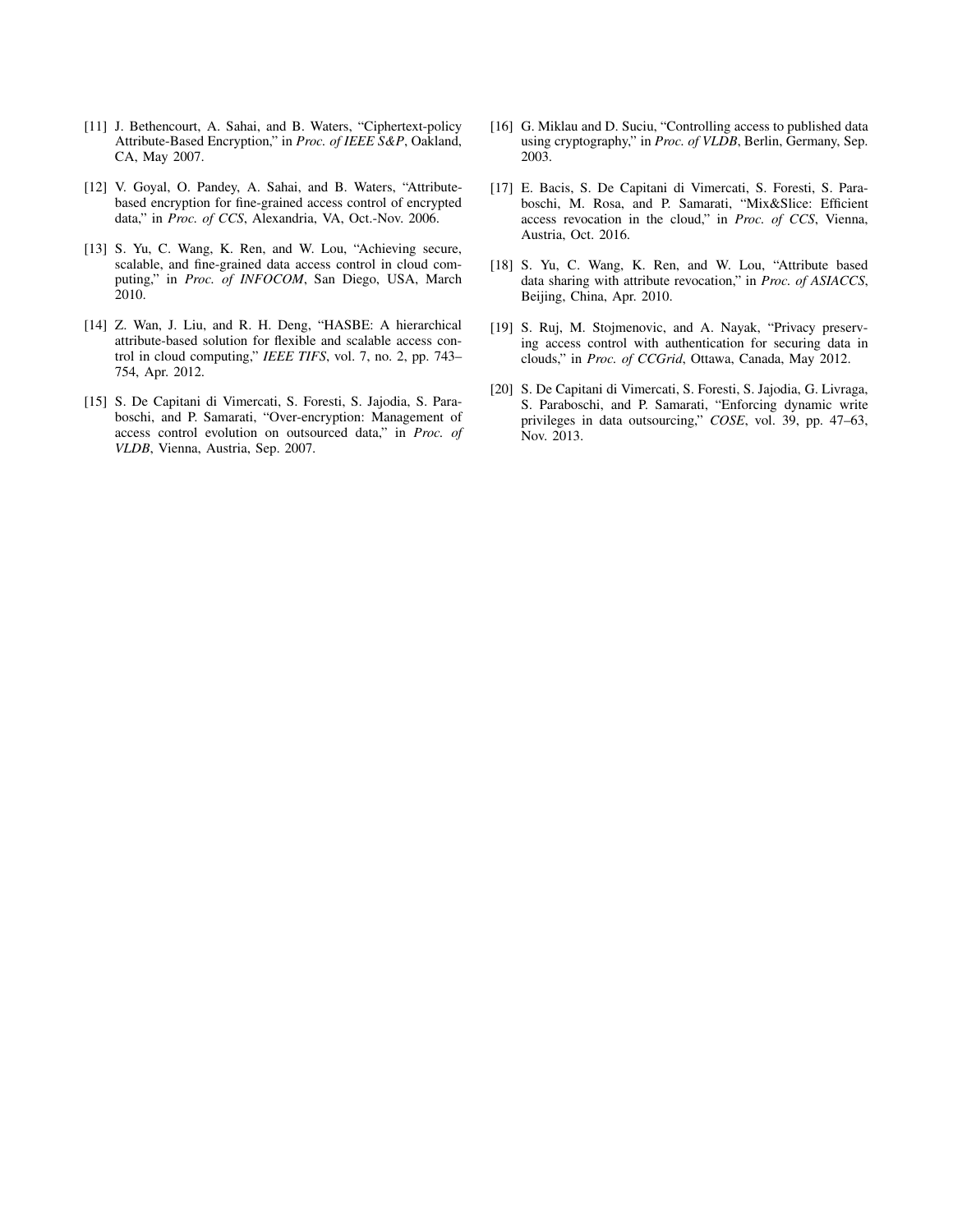[11] J. Bethencourt, A. Sahai, and B. Waters, "Ciphertext-policy Attribute-Based Encryption," in *Proc. of IEEE S&P*, Oakland, CA, May 2007.

[12] V. Goyal, O. Pandey, A. Sahai, and B. Waters, "Attribute-based encryption for fine-grained access control of encrypted data," in *Proc. of CCS*, Alexandria, VA, Oct.-Nov. 2006.

[13] S. Yu, C. Wang, K. Ren, and W. Lou, "Achieving secure, scalable, and fine-grained data access control in cloud computing," in *Proc. of INFOCOM*, San Diego, USA, March 2010.

[14] Z. Wan, J. Liu, and R. H. Deng, "HASBE: A hierarchical attribute-based solution for flexible and scalable access control in cloud computing," *IEEE TIFS*, vol. 7, no. 2, pp. 743–754, Apr. 2012.

[15] S. De Capitani di Vimercati, S. Foresti, S. Jajodia, S. Paraboschi, and P. Samarati, "Over-encryption: Management of access control evolution on outsourced data," in *Proc. of VLDB*, Vienna, Austria, Sep. 2007.

[16] G. Miklau and D. Suciu, "Controlling access to published data using cryptography," in *Proc. of VLDB*, Berlin, Germany, Sep. 2003.

[17] E. Bacis, S. De Capitani di Vimercati, S. Foresti, S. Paraboschi, M. Rosa, and P. Samarati, "Mix&Slice: Efficient access revocation in the cloud," in *Proc. of CCS*, Vienna, Austria, Oct. 2016.

[18] S. Yu, C. Wang, K. Ren, and W. Lou, "Attribute based data sharing with attribute revocation," in *Proc. of ASIACCS*, Beijing, China, Apr. 2010.

[19] S. Ruj, M. Stojmenovic, and A. Nayak, "Privacy preserving access control with authentication for securing data in clouds," in *Proc. of CCGrid*, Ottawa, Canada, May 2012.

[20] S. De Capitani di Vimercati, S. Foresti, S. Jajodia, G. Livraga, S. Paraboschi, and P. Samarati, "Enforcing dynamic write privileges in data outsourcing," *COSE*, vol. 39, pp. 47–63, Nov. 2013.